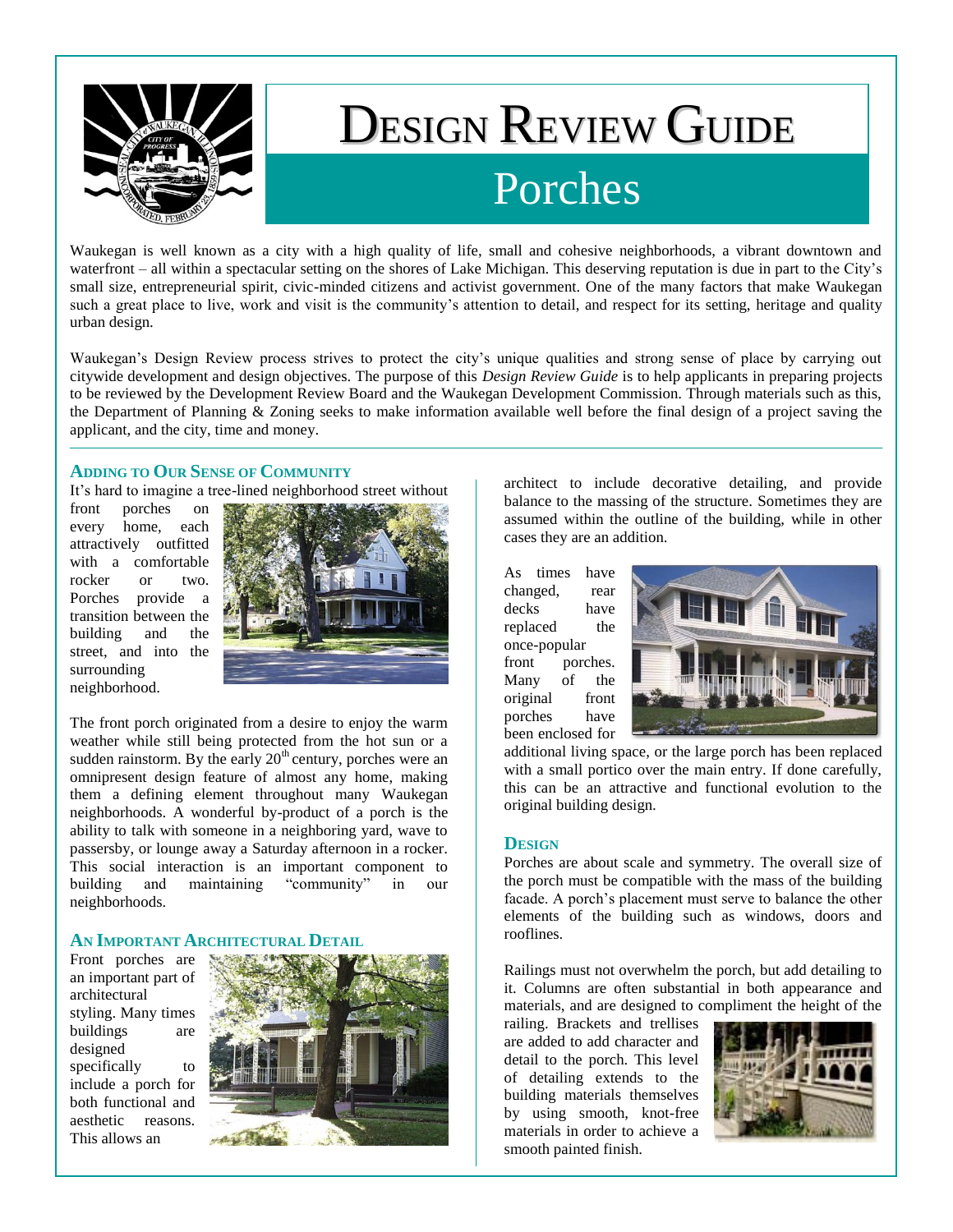# Design Review Guide

## Porches

Waukegan is well known as a city with a high quality of life, small and cohesive neighborhoods, a vibrant downtown and waterfront – all within a spectacular setting on the shores of Lake Michigan. This deserving reputation is due in part to the City's small size, entrepreneurial spirit, civic-minded citizens and activist government. One of the many factors that make Waukegan such a great place to live, work and visit is the community's attention to detail, and respect for its setting, heritage and quality urban design.

Waukegan's Design Review process strives to protect the city's unique qualities and strong sense of place by carrying out citywide development and design objectives. The purpose of this *Design Review Guide* is to help applicants in preparing projects to be reviewed by the Development Review Board and the Waukegan Development Commission. Through materials such as this, the Department of Planning & Zoning seeks to make information available well before the final design of a project saving the applicant, and the city, time and money.

### Adding to Our Sense of Community

It's hard to imagine a tree-lined neighborhood street without front porches on every home, each attractively outfitted with a comfortable rocker or two. Porches provide a transition between the building and the street, and into the surrounding neighborhood.

The front porch originated from a desire to enjoy the warm weather while still being protected from the hot sun or a sudden rainstorm. By the early 20th century, porches were an omnipresent design feature of almost any home, making them a defining element throughout many Waukegan neighborhoods. A wonderful by-product of a porch is the ability to talk with someone in a neighboring yard, wave to passersby, or lounge away a Saturday afternoon in a rocker. This social interaction is an important component to building and maintaining "community" in our neighborhoods.

### An Important Architectural Detail

Front porches are an important part of architectural styling. Many times buildings are designed specifically to include a porch for both functional and aesthetic reasons. This allows an architect to include decorative detailing, and provide balance to the massing of the structure. Sometimes they are assumed within the outline of the building, while in other cases they are an addition.

As times have changed, rear decks have replaced the once-popular front porches. Many of the original front porches have been enclosed for additional living space, or the large porch has been replaced with a small portico over the main entry. If done carefully, this can be an attractive and functional evolution to the original building design.

### Design

Porches are about scale and symmetry. The overall size of the porch must be compatible with the mass of the building facade. A porch's placement must serve to balance the other elements of the building such as windows, doors and rooflines.

Railings must not overwhelm the porch, but add detailing to it. Columns are often substantial in both appearance and materials, and are designed to compliment the height of the railing. Brackets and trellises are added to add character and detail to the porch. This level of detailing extends to the building materials themselves by using smooth, knot-free materials in order to achieve a smooth painted finish.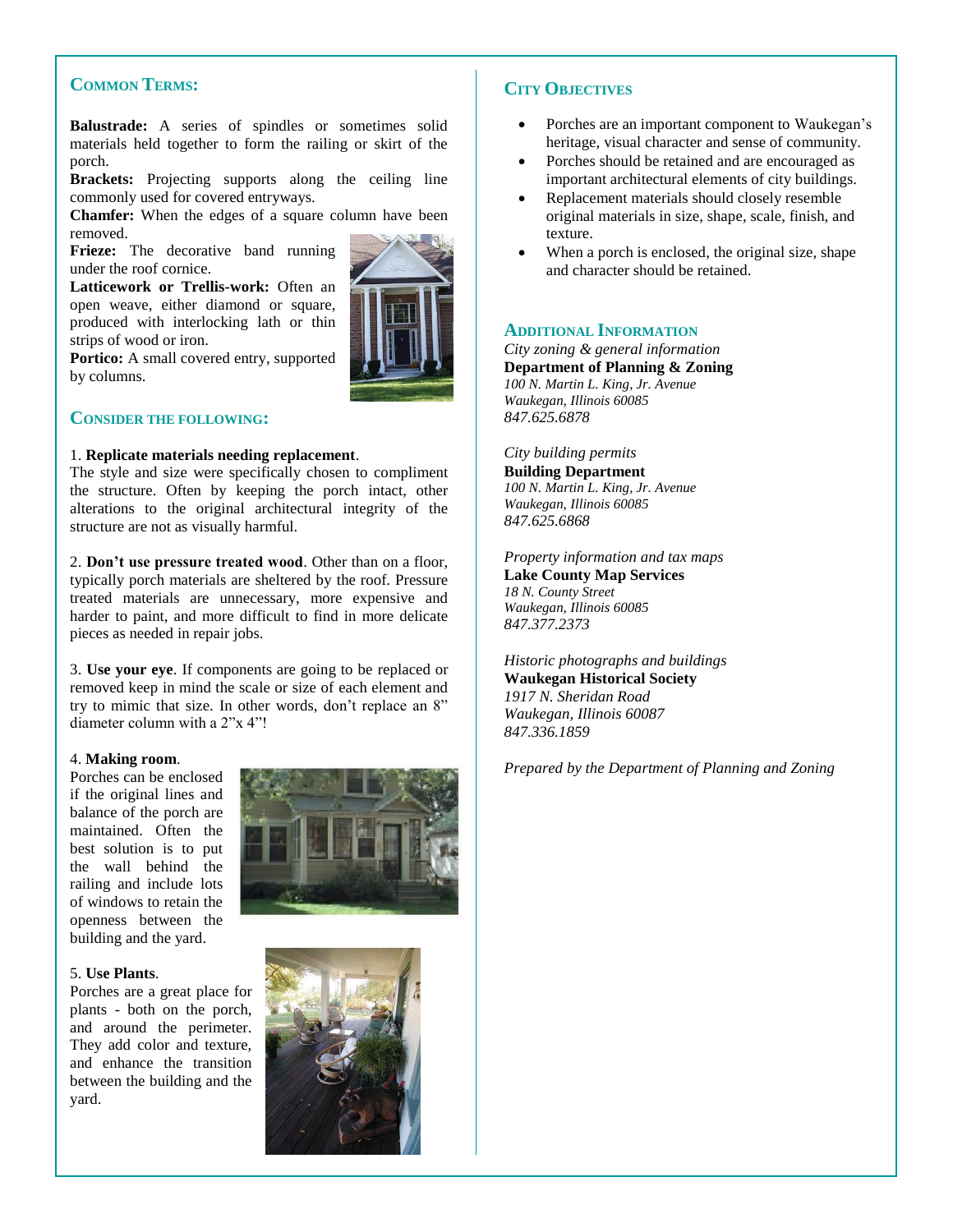## Common Terms:

**Balustrade:** A series of spindles or sometimes solid materials held together to form the railing or skirt of the porch.

**Brackets:** Projecting supports along the ceiling line commonly used for covered entryways.

**Chamfer:** When the edges of a square column have been removed.

**Frieze:** The decorative band running under the roof cornice.

**Latticework or Trellis-work:** Often an open weave, either diamond or square, produced with interlocking lath or thin strips of wood or iron.

**Portico:** A small covered entry, supported by columns.

## Consider the following:

1. **Replicate materials needing replacement**.
The style and size were specifically chosen to compliment the structure. Often by keeping the porch intact, other alterations to the original architectural integrity of the structure are not as visually harmful.

2. **Don't use pressure treated wood**. Other than on a floor, typically porch materials are sheltered by the roof. Pressure treated materials are unnecessary, more expensive and harder to paint, and more difficult to find in more delicate pieces as needed in repair jobs.

3. **Use your eye**. If components are going to be replaced or removed keep in mind the scale or size of each element and try to mimic that size. In other words, don't replace an 8" diameter column with a 2"x 4"!

4. **Making room**.
Porches can be enclosed if the original lines and balance of the porch are maintained. Often the best solution is to put the wall behind the railing and include lots of windows to retain the openness between the building and the yard.

5. **Use Plants**.
Porches are a great place for plants - both on the porch, and around the perimeter. They add color and texture, and enhance the transition between the building and the yard.

## City Objectives

- Porches are an important component to Waukegan's heritage, visual character and sense of community.
- Porches should be retained and are encouraged as important architectural elements of city buildings.
- Replacement materials should closely resemble original materials in size, shape, scale, finish, and texture.
- When a porch is enclosed, the original size, shape and character should be retained.

## Additional Information

*City zoning & general information*
**Department of Planning & Zoning**
*100 N. Martin L. King, Jr. Avenue*
*Waukegan, Illinois 60085*
*847.625.6878*

*City building permits*
**Building Department**
*100 N. Martin L. King, Jr. Avenue*
*Waukegan, Illinois 60085*
*847.625.6868*

*Property information and tax maps*
**Lake County Map Services**
*18 N. County Street*
*Waukegan, Illinois 60085*
*847.377.2373*

*Historic photographs and buildings*
**Waukegan Historical Society**
*1917 N. Sheridan Road*
*Waukegan, Illinois 60087*
*847.336.1859*

*Prepared by the Department of Planning and Zoning*